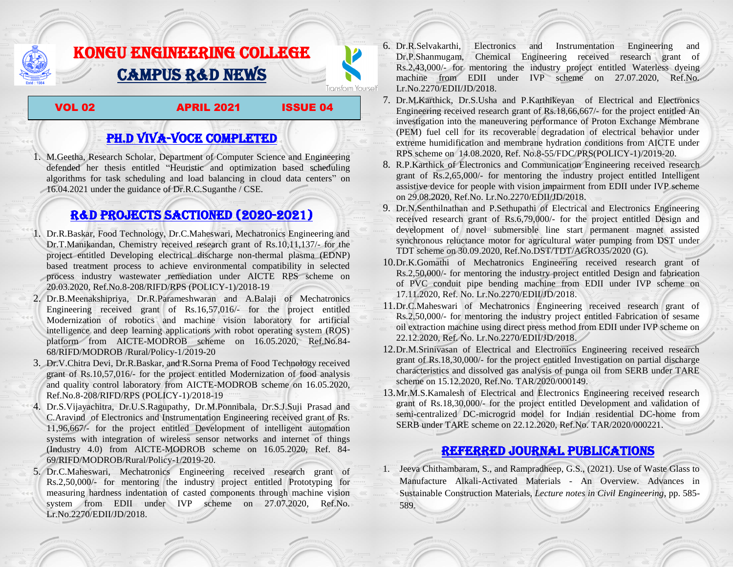# KONGU ENGINEERING COLLEGE

# CAMPUS R&D NEWS

Transform Yourself

VOL 02 APRIL 2021 ISSUE 04

## PH.D VIVA-VOCE COMPLETED

1. M.Geetha, Research Scholar, Department of Computer Science and Engineering defended her thesis entitled "Heuristic and optimization based scheduling algorithms for task scheduling and load balancing in cloud data centers" on 16.04.2021 under the guidance of Dr.R.C.Suganthe / CSE.

## R&D PROJECTS SACTIONED (2020-2021)

1. Dr.R.Baskar, Food Technology, Dr.C.Maheswari, Mechatronics Engineering and Dr.T.Manikandan, Chemistry received research grant of Rs.10,11,137/- for the project entitled Developing electrical discharge non-thermal plasma (EDNP) based treatment process to achieve environmental compatibility in selected process industry wastewater remediation under AICTE RPS scheme on 20.03.2020, Ref.No.8-208/RIFD/RPS (POLICY-1)/2018-19
2. Dr.B.Meenakshipriya, Dr.R.Parameshwaran and A.Balaji of Mechatronics Engineering received grant of Rs.16,57,016/- for the project entitled Modernization of robotics and machine vision laboratory for artificial intelligence and deep learning applications with robot operating system (ROS) platform from AICTE-MODROB scheme on 16.05.2020, Ref.No.84-68/RIFD/MODROB /Rural/Policy-1/2019-20
3. Dr.V.Chitra Devi, Dr.R.Baskar, and R.Sorna Prema of Food Technology received grant of Rs.10,57,016/- for the project entitled Modernization of food analysis and quality control laboratory from AICTE-MODROB scheme on 16.05.2020, Ref.No.8-208/RIFD/RPS (POLICY-1)/2018-19
4. Dr.S.Vijayachitra, Dr.U.S.Ragupathy, Dr.M.Ponnibala, Dr.S.J.Suji Prasad and C.Aravind of Electronics and Instrumentation Engineering received grant of Rs. 11,96,667/- for the project entitled Development of intelligent automation systems with integration of wireless sensor networks and internet of things (Industry 4.0) from AICTE-MODROB scheme on 16.05.2020, Ref. 84-69/RIFD/MODROB/Rural/Policy-1/2019-20.
5. Dr.C.Maheswari, Mechatronics Engineering received research grant of Rs.2,50,000/- for mentoring the industry project entitled Prototyping for measuring hardness indentation of casted components through machine vision system from EDII under IVP scheme on 27.07.2020, Ref.No. Lr.No.2270/EDII/JD/2018.
6. Dr.R.Selvakarthi, Electronics and Instrumentation Engineering and Dr.P.Shanmugam, Chemical Engineering received research grant of Rs.2,43,000/- for mentoring the industry project entitled Waterless dyeing machine from EDII under IVP scheme on 27.07.2020, Ref.No. Lr.No.2270/EDII/JD/2018.
7. Dr.M.Karthick, Dr.S.Usha and P.Karthikeyan of Electrical and Electronics Engineering received research grant of Rs.18,66,667/- for the project entitled An investigation into the maneuvering performance of Proton Exchange Membrane (PEM) fuel cell for its recoverable degradation of electrical behavior under extreme humidification and membrane hydration conditions from AICTE under RPS scheme on 14.08.2020, Ref. No.8-55/FDC/PRS(POLICY-1)/2019-20.
8. R.P.Karthick of Electronics and Communication Engineering received research grant of Rs.2,65,000/- for mentoring the industry project entitled Intelligent assistive device for people with vision impairment from EDII under IVP scheme on 29.08.2020, Ref.No. Lr.No.2270/EDII/JD/2018.
9. Dr.N.Senthilnathan and P.Sethupathi of Electrical and Electronics Engineering received research grant of Rs.6,79,000/- for the project entitled Design and development of novel submersible line start permanent magnet assisted synchronous reluctance motor for agricultural water pumping from DST under TDT scheme on 30.09.2020, Ref.No.DST/TDT/AGRO35/2020 (G).
10. Dr.K.Gomathi of Mechatronics Engineering received research grant of Rs.2,50,000/- for mentoring the industry project entitled Design and fabrication of PVC conduit pipe bending machine from EDII under IVP scheme on 17.11.2020, Ref. No. Lr.No.2270/EDII/JD/2018.
11. Dr.C.Maheswari of Mechatronics Engineering received research grant of Rs.2,50,000/- for mentoring the industry project entitled Fabrication of sesame oil extraction machine using direct press method from EDII under IVP scheme on 22.12.2020, Ref. No. Lr.No.2270/EDII/JD/2018.
12. Dr.M.Srinivasan of Electrical and Electronics Engineering received research grant of Rs.18,30,000/- for the project entitled Investigation on partial discharge characteristics and dissolved gas analysis of punga oil from SERB under TARE scheme on 15.12.2020, Ref.No. TAR/2020/000149.
13. Mr.M.S.Kamalesh of Electrical and Electronics Engineering received research grant of Rs.18,30,000/- for the project entitled Development and validation of semi-centralized DC-microgrid model for Indian residential DC-home from SERB under TARE scheme on 22.12.2020, Ref.No. TAR/2020/000221.

## REFERRED JOURNAL PUBLICATIONS

1. Jeeva Chithambaram, S., and Rampradheep, G.S., (2021). Use of Waste Glass to Manufacture Alkali-Activated Materials - An Overview. Advances in Sustainable Construction Materials, *Lecture notes in Civil Engineering*, pp. 585-589.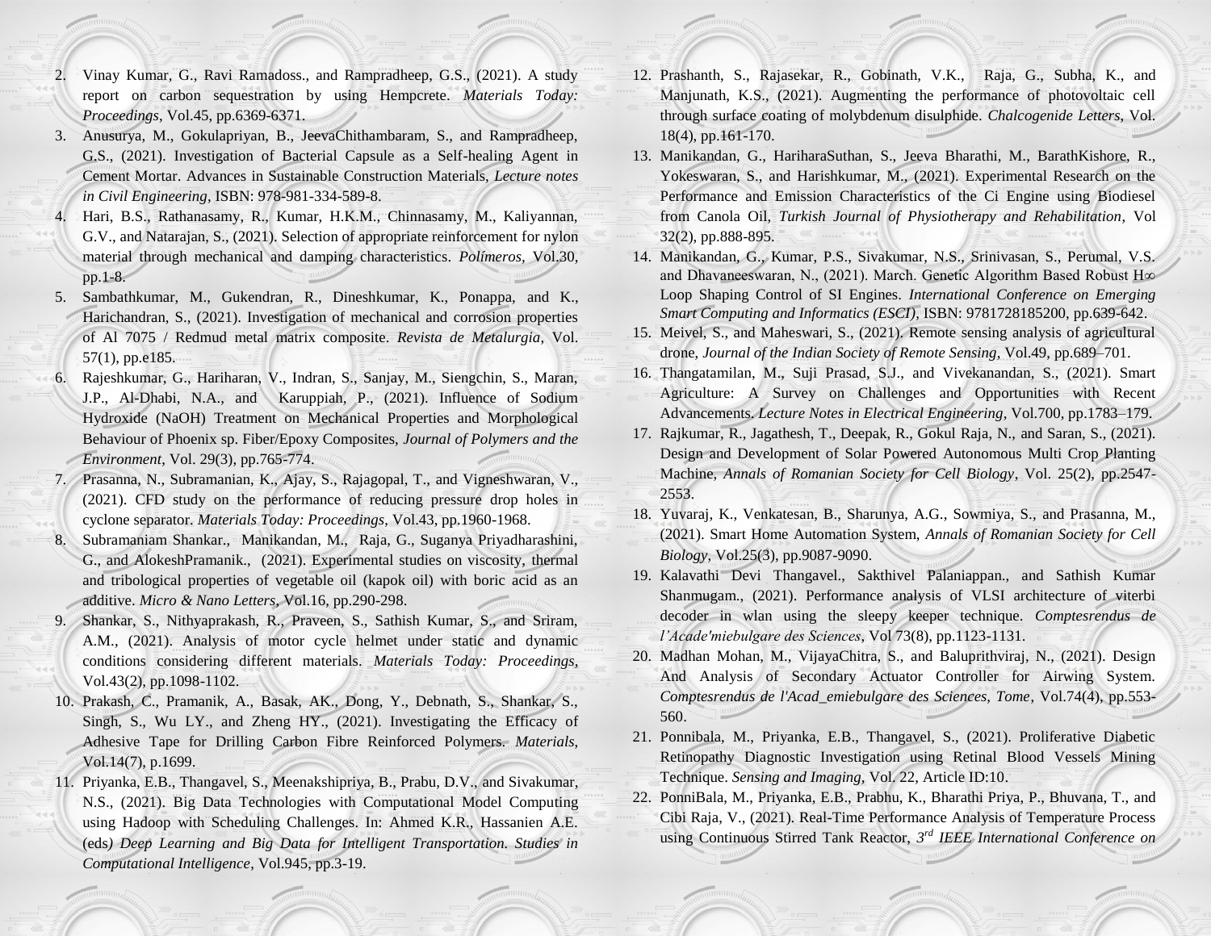2. Vinay Kumar, G., Ravi Ramadoss., and Rampradheep, G.S., (2021). A study report on carbon sequestration by using Hempcrete. *Materials Today: Proceedings*, Vol.45, pp.6369-6371.
3. Anusurya, M., Gokulapriyan, B., JeevaChithambaram, S., and Rampradheep, G.S., (2021). Investigation of Bacterial Capsule as a Self-healing Agent in Cement Mortar. Advances in Sustainable Construction Materials, *Lecture notes in Civil Engineering*, ISBN: 978-981-334-589-8.
4. Hari, B.S., Rathanasamy, R., Kumar, H.K.M., Chinnasamy, M., Kaliyannan, G.V., and Natarajan, S., (2021). Selection of appropriate reinforcement for nylon material through mechanical and damping characteristics. *Polímeros*, Vol.30, pp.1-8.
5. Sambathkumar, M., Gukendran, R., Dineshkumar, K., Ponappa, and K., Harichandran, S., (2021). Investigation of mechanical and corrosion properties of Al 7075 / Redmud metal matrix composite. *Revista de Metalurgia*, Vol. 57(1), pp.e185.
6. Rajeshkumar, G., Hariharan, V., Indran, S., Sanjay, M., Siengchin, S., Maran, J.P., Al-Dhabi, N.A., and Karuppiah, P., (2021). Influence of Sodium Hydroxide (NaOH) Treatment on Mechanical Properties and Morphological Behaviour of Phoenix sp. Fiber/Epoxy Composites, *Journal of Polymers and the Environment*, Vol. 29(3), pp.765-774.
7. Prasanna, N., Subramanian, K., Ajay, S., Rajagopal, T., and Vigneshwaran, V., (2021). CFD study on the performance of reducing pressure drop holes in cyclone separator. *Materials Today: Proceedings*, Vol.43, pp.1960-1968.
8. Subramaniam Shankar., Manikandan, M., Raja, G., Suganya Priyadharashini, G., and AlokeshPramanik., (2021). Experimental studies on viscosity, thermal and tribological properties of vegetable oil (kapok oil) with boric acid as an additive. *Micro & Nano Letters*, Vol.16, pp.290-298.
9. Shankar, S., Nithyaprakash, R., Praveen, S., Sathish Kumar, S., and Sriram, A.M., (2021). Analysis of motor cycle helmet under static and dynamic conditions considering different materials. *Materials Today: Proceedings*, Vol.43(2), pp.1098-1102.
10. Prakash, C., Pramanik, A., Basak, AK., Dong, Y., Debnath, S., Shankar, S., Singh, S., Wu LY., and Zheng HY., (2021). Investigating the Efficacy of Adhesive Tape for Drilling Carbon Fibre Reinforced Polymers. *Materials*, Vol.14(7), p.1699.
11. Priyanka, E.B., Thangavel, S., Meenakshipriya, B., Prabu, D.V., and Sivakumar, N.S., (2021). Big Data Technologies with Computational Model Computing using Hadoop with Scheduling Challenges. In: Ahmed K.R., Hassanien A.E. (eds) *Deep Learning and Big Data for Intelligent Transportation. Studies in Computational Intelligence*, Vol.945, pp.3-19.
12. Prashanth, S., Rajasekar, R., Gobinath, V.K., Raja, G., Subha, K., and Manjunath, K.S., (2021). Augmenting the performance of photovoltaic cell through surface coating of molybdenum disulphide. *Chalcogenide Letters*, Vol. 18(4), pp.161-170.
13. Manikandan, G., HariharaSuthan, S., Jeeva Bharathi, M., BarathKishore, R., Yokeswaran, S., and Harishkumar, M., (2021). Experimental Research on the Performance and Emission Characteristics of the Ci Engine using Biodiesel from Canola Oil, *Turkish Journal of Physiotherapy and Rehabilitation*, Vol 32(2), pp.888-895.
14. Manikandan, G., Kumar, P.S., Sivakumar, N.S., Srinivasan, S., Perumal, V.S. and Dhavaneeswaran, N., (2021). March. Genetic Algorithm Based Robust H∞ Loop Shaping Control of SI Engines. *International Conference on Emerging Smart Computing and Informatics (ESCI)*, ISBN: 9781728185200, pp.639-642.
15. Meivel, S., and Maheswari, S., (2021). Remote sensing analysis of agricultural drone, *Journal of the Indian Society of Remote Sensing*, Vol.49, pp.689–701.
16. Thangatamilan, M., Suji Prasad, S.J., and Vivekanandan, S., (2021). Smart Agriculture: A Survey on Challenges and Opportunities with Recent Advancements. *Lecture Notes in Electrical Engineering*, Vol.700, pp.1783–179.
17. Rajkumar, R., Jagathesh, T., Deepak, R., Gokul Raja, N., and Saran, S., (2021). Design and Development of Solar Powered Autonomous Multi Crop Planting Machine, *Annals of Romanian Society for Cell Biology*, Vol. 25(2), pp.2547-2553.
18. Yuvaraj, K., Venkatesan, B., Sharunya, A.G., Sowmiya, S., and Prasanna, M., (2021). Smart Home Automation System, *Annals of Romanian Society for Cell Biology*, Vol.25(3), pp.9087-9090.
19. Kalavathi Devi Thangavel., Sakthivel Palaniappan., and Sathish Kumar Shanmugam., (2021). Performance analysis of VLSI architecture of viterbi decoder in wlan using the sleepy keeper technique. *Comptesrendus de l'Acade'miebulgare des Sciences*, Vol 73(8), pp.1123-1131.
20. Madhan Mohan, M., VijayaChitra, S., and Baluprithviraj, N., (2021). Design And Analysis of Secondary Actuator Controller for Airwing System. *Comptesrendus de l'Acad_emiebulgare des Sciences, Tome*, Vol.74(4), pp.553-560.
21. Ponnibala, M., Priyanka, E.B., Thangavel, S., (2021). Proliferative Diabetic Retinopathy Diagnostic Investigation using Retinal Blood Vessels Mining Technique. *Sensing and Imaging*, Vol. 22, Article ID:10.
22. PonniBala, M., Priyanka, E.B., Prabhu, K., Bharathi Priya, P., Bhuvana, T., and Cibi Raja, V., (2021). Real-Time Performance Analysis of Temperature Process using Continuous Stirred Tank Reactor, *3rd IEEE International Conference on*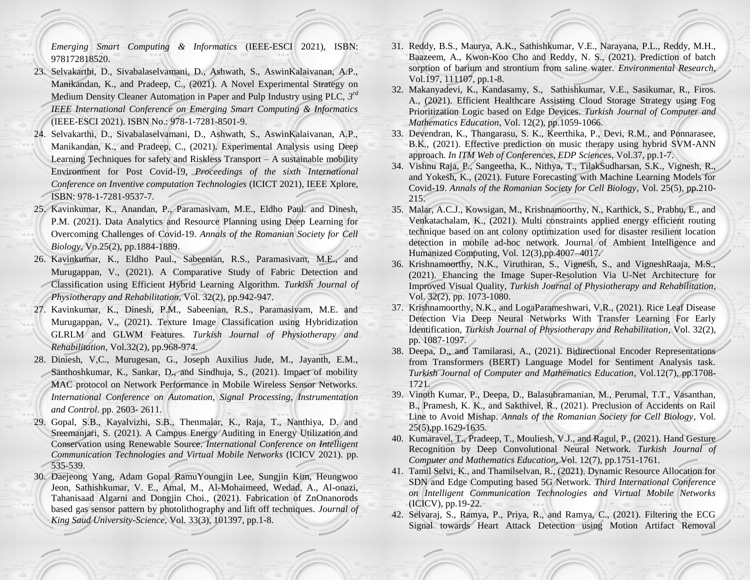*Emerging Smart Computing & Informatics* (IEEE-ESCI 2021), ISBN: 978172818520.

23. Selvakarthi, D., Sivabalaselvamani, D., Ashwath, S., AswinKalaivanan, A.P., Manikandan, K., and Pradeep, C., (2021). A Novel Experimental Strategy on Medium Density Cleaner Automation in Paper and Pulp Industry using PLC, *3rd IEEE International Conference on Emerging Smart Computing & Informatics* (IEEE-ESCI 2021). ISBN No.: 978-1-7281-8501-9.
24. Selvakarthi, D., Sivabalaselvamani, D., Ashwath, S., AswinKalaivanan, A.P., Manikandan, K., and Pradeep, C., (2021). Experimental Analysis using Deep Learning Techniques for safety and Riskless Transport – A sustainable mobility Environment for Post Covid-19, *Proceedings of the sixth International Conference on Inventive computation Technologies* (ICICT 2021), IEEE Xplore, ISBN: 978-1-7281-9537-7.
25. Kavinkumar, K., Anandan, P., Paramasivam, M.E., Eldho Paul. and Dinesh, P.M. (2021). Data Analytics and Resource Planning using Deep Learning for Overcoming Challenges of Covid-19. *Annals of the Romanian Society for Cell Biology*, Vo.25(2), pp.1884-1889.
26. Kavinkumar, K., Eldho Paul., Sabeenian, R.S., Paramasivam, M.E., and Murugappan, V., (2021). A Comparative Study of Fabric Detection and Classification using Efficient Hybrid Learning Algorithm. *Turkish Journal of Physiotherapy and Rehabilitation*, Vol. 32(2), pp.942-947.
27. Kavinkumar, K., Dinesh, P.M., Sabeenian, R.S., Paramasivam, M.E. and Murugappan, V., (2021). Texture Image Classification using Hybridization GLRLM and GLWM Features. *Turkish Journal of Physiotherapy and Rehabilitation*, Vol.32(2), pp.968-974.
28. Diniesh, V,C., Murugesan, G., Joseph Auxilius Jude, M., Jayanth, E.M., Santhoshkumar, K., Sankar, D., and Sindhuja, S., (2021). Impact of mobility MAC protocol on Network Performance in Mobile Wireless Sensor Networks. *International Conference on Automation, Signal Processing, Instrumentation and Control*. pp. 2603- 2611.
29. Gopal, S.B., Kayalvizhi, S.B., Thenmalar, K., Raja, T., Nanthiya, D. and Sreemanjari, S. (2021). A Campus Energy Auditing in Energy Utilization and Conservation using Renewable Source. *International Conference on Intelligent Communication Technologies and Virtual Mobile Networks* (ICICV 2021). pp. 535-539.
30. Daejeong Yang, Adam Gopal RamuYoungjin Lee, Sungjin Kim, Heungwoo Jeon, Sathishkumar, V. E., Amal, M., Al-Mohaimeed, Wedad, A., Al-onazi, Tahanisaad Algarni and Dongjin Choi., (2021). Fabrication of ZnOnanorods based gas sensor pattern by photolithography and lift off techniques. *Journal of King Saud University-Science*, Vol. 33(3), 101397, pp.1-8.
31. Reddy, B.S., Maurya, A.K., Sathishkumar, V.E., Narayana, P.L., Reddy, M.H., Baazeem, A., Kwon-Koo Cho and Reddy, N. S., (2021). Prediction of batch sorption of barium and strontium from saline water. *Environmental Research*, Vol.197, 111107, pp.1-8.
32. Makanyadevi, K., Kandasamy, S., Sathishkumar, V.E., Sasikumar, R., Firos. A., (2021). Efficient Healthcare Assisting Cloud Storage Strategy using Fog Prioritization Logic based on Edge Devices. *Turkish Journal of Computer and Mathematics Education*, Vol. 12(2), pp.1059-1066.
33. Devendran, K., Thangarasu, S. K., Keerthika, P., Devi, R.M., and Ponnarasee, B.K., (2021). Effective prediction on music therapy using hybrid SVM-ANN approach. *In ITM Web of Conferences, EDP Sciences*, Vol.37, pp.1-7.
34. Vishnu Raja, P., Sangeetha, K., Nithya, T., TilakSudharsan, S.K., Vignesh, R., and Yokesh, K., (2021). Future Forecasting with Machine Learning Models for Covid-19. *Annals of the Romanian Society for Cell Biology*, Vol. 25(5), pp.210-215.
35. Malar, A.C.J., Kowsigan, M., Krishnamoorthy, N., Karthick, S., Prabhu, E., and Venkatachalam, K., (2021). Multi constraints applied energy efficient routing technique based on ant colony optimization used for disaster resilient location detection in mobile ad-hoc network. Journal of Ambient Intelligence and Humanized Computing, Vol. 12(3),pp.4007–4017.
36. Krishnamoorthy, N.K., Viruthiran, S., Vignesh, S., and VigneshRaaja, M.S., (2021). Ehancing the Image Super-Resolution Via U-Net Architecture for Improved Visual Quality, *Turkish Journal of Physiotherapy and Rehabilitation*, Vol. 32(2), pp. 1073-1080.
37. Krishnamoorthy, N.K., and LogaParameshwari, V.R., (2021). Rice Leaf Disease Detection Via Deep Neural Networks With Transfer Learning For Early Identification, *Turkish Journal of Physiotherapy and Rehabilitation*, Vol. 32(2), pp. 1087-1097.
38. Deepa, D., and Tamilarasi, A., (2021). Bidirectional Encoder Representations from Transformers (BERT) Language Model for Sentiment Analysis task. *Turkish Journal of Computer and Mathematics Education*, Vol.12(7), pp.1708-1721.
39. Vinoth Kumar, P., Deepa, D., Balasubramanian, M., Perumal, T.T., Vasanthan, B., Pramesh, K. K., and Sakthivel, R., (2021). Preclusion of Accidents on Rail Line to Avoid Mishap. *Annals of the Romanian Society for Cell Biology*, Vol. 25(5),pp.1629-1635.
40. Kumaravel, T., Pradeep, T., Mouliesh, V.J., and Ragul, P., (2021). Hand Gesture Recognition by Deep Convolutional Neural Network. *Turkish Journal of Computer and Mathematics Education*, Vol. 12(7), pp.1751-1761.
41. Tamil Selvi, K., and Thamilselvan, R., (2021). Dynamic Resource Allocation for SDN and Edge Computing based 5G Network. *Third International Conference on Intelligent Communication Technologies and Virtual Mobile Networks* (ICICV), pp.19-22.
42. Selvaraj, S., Ramya, P., Priya, R., and Ramya, C., (2021). Filtering the ECG Signal towards Heart Attack Detection using Motion Artifact Removal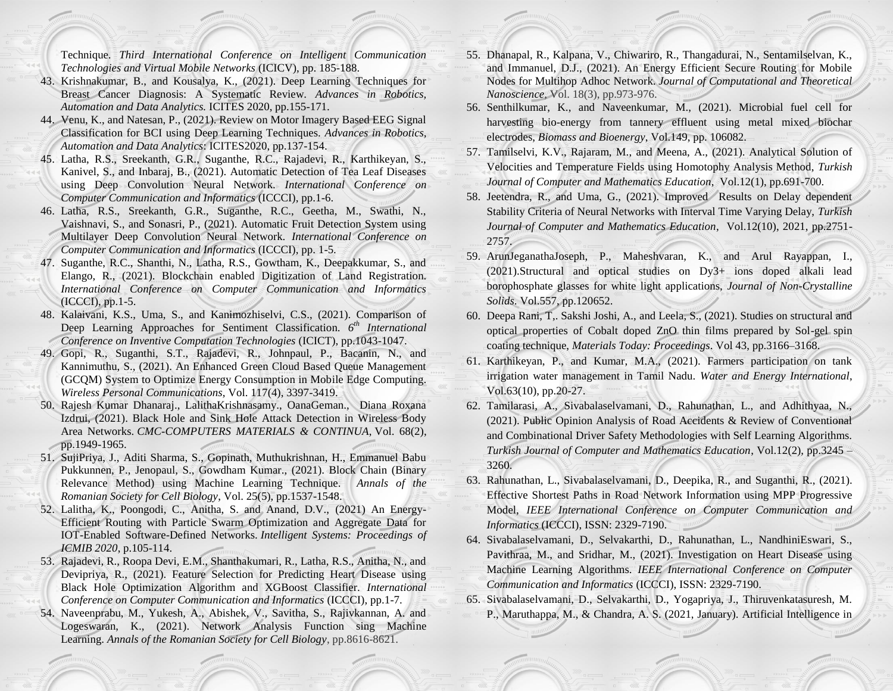Technique. *Third International Conference on Intelligent Communication Technologies and Virtual Mobile Networks* (ICICV), pp. 185-188.

43. Krishnakumar, B., and Kousalya, K., (2021). Deep Learning Techniques for Breast Cancer Diagnosis: A Systematic Review. *Advances in Robotics, Automation and Data Analytics.* ICITES 2020, pp.155-171.
44. Venu, K., and Natesan, P., (2021). Review on Motor Imagery Based EEG Signal Classification for BCI using Deep Learning Techniques. *Advances in Robotics, Automation and Data Analytics*: ICITES2020, pp.137-154.
45. Latha, R.S., Sreekanth, G.R., Suganthe, R.C., Rajadevi, R., Karthikeyan, S., Kanivel, S., and Inbaraj, B., (2021). Automatic Detection of Tea Leaf Diseases using Deep Convolution Neural Network. *International Conference on Computer Communication and Informatics* (ICCCI), pp.1-6.
46. Latha, R.S., Sreekanth, G.R., Suganthe, R.C., Geetha, M., Swathi, N., Vaishnavi, S., and Sonasri, P., (2021). Automatic Fruit Detection System using Multilayer Deep Convolution Neural Network. *International Conference on Computer Communication and Informatics* (ICCCI), pp. 1-5.
47. Suganthe, R.C., Shanthi, N., Latha, R.S., Gowtham, K., Deepakkumar, S., and Elango, R., (2021). Blockchain enabled Digitization of Land Registration. *International Conference on Computer Communication and Informatics* (ICCCI), pp.1-5.
48. Kalaivani, K.S., Uma, S., and Kanimozhiselvi, C.S., (2021). Comparison of Deep Learning Approaches for Sentiment Classification. *6th International Conference on Inventive Computation Technologies* (ICICT), pp.1043-1047.
49. Gopi, R., Suganthi, S.T., Rajadevi, R., Johnpaul, P., Bacanin, N., and Kannimuthu, S., (2021). An Enhanced Green Cloud Based Queue Management (GCQM) System to Optimize Energy Consumption in Mobile Edge Computing. *Wireless Personal Communications*, Vol. 117(4), 3397-3419.
50. Rajesh Kumar Dhanaraj., LalithaKrishnasamy., OanaGeman., Diana Roxana Izdrui, (2021). Black Hole and Sink Hole Attack Detection in Wireless Body Area Networks. *CMC-COMPUTERS MATERIALS & CONTINUA*, Vol. 68(2), pp.1949-1965.
51. SujiPriya, J., Aditi Sharma, S., Gopinath, Muthukrishnan, H., Emmanuel Babu Pukkunnen, P., Jenopaul, S., Gowdham Kumar., (2021). Block Chain (Binary Relevance Method) using Machine Learning Technique. *Annals of the Romanian Society for Cell Biology*, Vol. 25(5), pp.1537-1548.
52. Lalitha, K., Poongodi, C., Anitha, S. and Anand, D.V., (2021) An Energy-Efficient Routing with Particle Swarm Optimization and Aggregate Data for IOT-Enabled Software-Defined Networks. *Intelligent Systems: Proceedings of ICMIB 2020*, p.105-114.
53. Rajadevi, R., Roopa Devi, E.M., Shanthakumari, R., Latha, R.S., Anitha, N., and Devipriya, R., (2021). Feature Selection for Predicting Heart Disease using Black Hole Optimization Algorithm and XGBoost Classifier. *International Conference on Computer Communication and Informatics* (ICCCI), pp.1-7.
54. Naveenprabu, M., Yukesh, A., Abishek, V., Savitha, S., Rajivkannan, A. and Logeswaran, K., (2021). Network Analysis Function sing Machine Learning. *Annals of the Romanian Society for Cell Biology*, pp.8616-8621.
55. Dhanapal, R., Kalpana, V., Chiwariro, R., Thangadurai, N., Sentamilselvan, K., and Immanuel, D.J., (2021). An Energy Efficient Secure Routing for Mobile Nodes for Multihop Adhoc Network. *Journal of Computational and Theoretical Nanoscience*, Vol. 18(3), pp.973-976.
56. Senthilkumar, K., and Naveenkumar, M., (2021). Microbial fuel cell for harvesting bio-energy from tannery effluent using metal mixed biochar electrodes, *Biomass and Bioenergy*, Vol.149, pp. 106082.
57. Tamilselvi, K.V., Rajaram, M., and Meena, A., (2021). Analytical Solution of Velocities and Temperature Fields using Homotophy Analysis Method, *Turkish Journal of Computer and Mathematics Education*, Vol.12(1), pp.691-700.
58. Jeetendra, R., and Uma, G., (2021). Improved Results on Delay dependent Stability Criteria of Neural Networks with Interval Time Varying Delay, *Turkish Journal of Computer and Mathematics Education*, Vol.12(10), 2021, pp.2751-2757.
59. ArunJeganathaJoseph, P., Maheshvaran, K., and Arul Rayappan, I., (2021).Structural and optical studies on Dy3+ ions doped alkali lead borophosphate glasses for white light applications, *Journal of Non-Crystalline Solids*. Vol.557, pp.120652.
60. Deepa Rani, T,. Sakshi Joshi, A., and Leela, S., (2021). Studies on structural and optical properties of Cobalt doped ZnO thin films prepared by Sol-gel spin coating technique, *Materials Today: Proceedings*. Vol 43, pp.3166–3168.
61. Karthikeyan, P., and Kumar, M.A., (2021). Farmers participation on tank irrigation water management in Tamil Nadu. *Water and Energy International*, Vol.63(10), pp.20-27.
62. Tamilarasi, A., Sivabalaselvamani, D., Rahunathan, L., and Adhithyaa, N., (2021). Public Opinion Analysis of Road Accidents & Review of Conventional and Combinational Driver Safety Methodologies with Self Learning Algorithms. *Turkish Journal of Computer and Mathematics Education*, Vol.12(2), pp.3245 – 3260.
63. Rahunathan, L., Sivabalaselvamani, D., Deepika, R., and Suganthi, R., (2021). Effective Shortest Paths in Road Network Information using MPP Progressive Model, *IEEE International Conference on Computer Communication and Informatics* (ICCCI), ISSN: 2329-7190.
64. Sivabalaselvamani, D., Selvakarthi, D., Rahunathan, L., NandhiniEswari, S., Pavithraa, M., and Sridhar, M., (2021). Investigation on Heart Disease using Machine Learning Algorithms. *IEEE International Conference on Computer Communication and Informatics* (ICCCI), ISSN: 2329-7190.
65. Sivabalaselvamani, D., Selvakarthi, D., Yogapriya, J., Thiruvenkatasuresh, M. P., Maruthappa, M., & Chandra, A. S. (2021, January). Artificial Intelligence in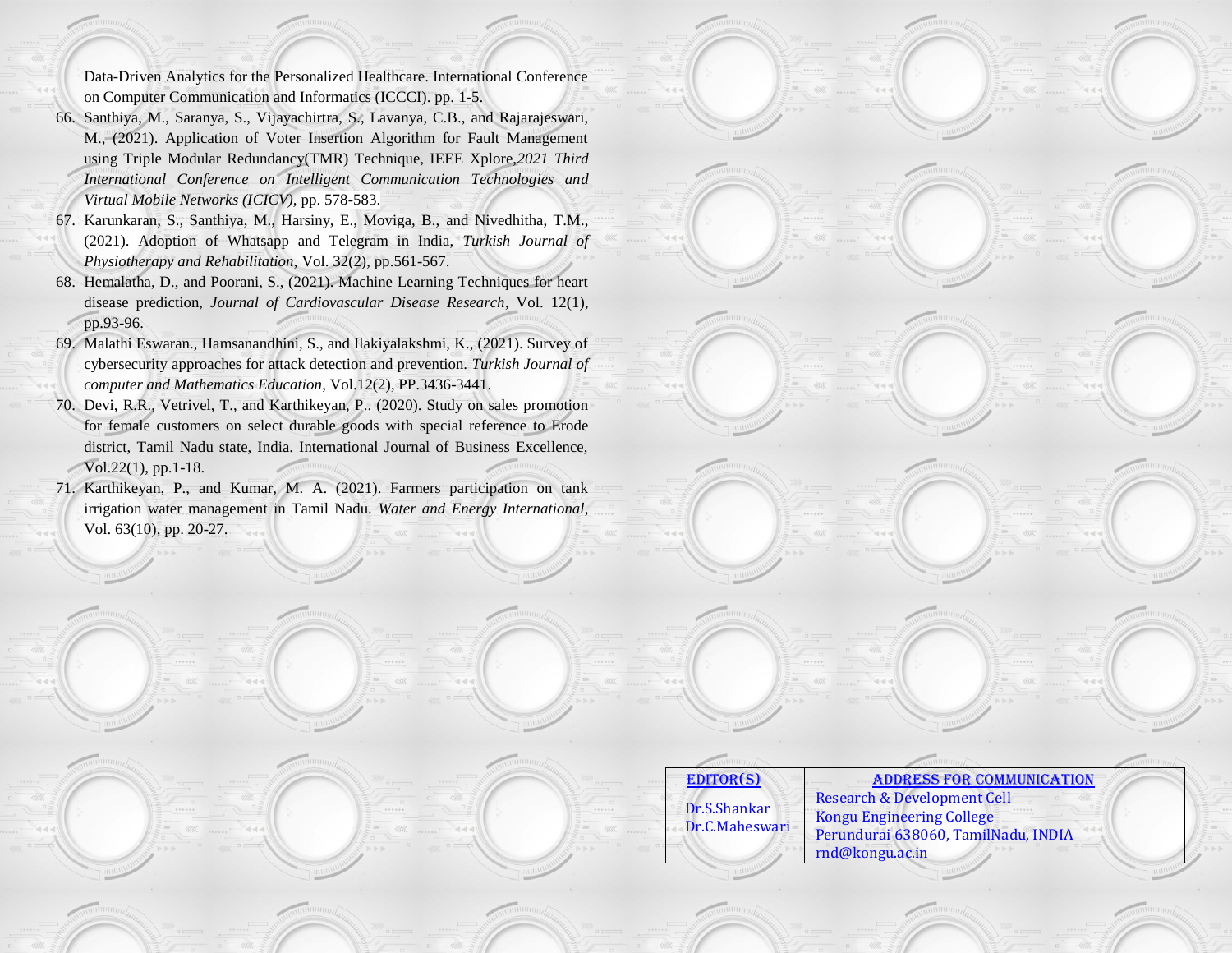Data-Driven Analytics for the Personalized Healthcare. International Conference on Computer Communication and Informatics (ICCCI). pp. 1-5.

66. Santhiya, M., Saranya, S., Vijayachirtra, S., Lavanya, C.B., and Rajarajeswari, M., (2021). Application of Voter Insertion Algorithm for Fault Management using Triple Modular Redundancy(TMR) Technique, IEEE Xplore,*2021 Third International Conference on Intelligent Communication Technologies and Virtual Mobile Networks (ICICV)*, pp. 578-583.
67. Karunkaran, S., Santhiya, M., Harsiny, E., Moviga, B., and Nivedhitha, T.M., (2021). Adoption of Whatsapp and Telegram in India, *Turkish Journal of Physiotherapy and Rehabilitation*, Vol. 32(2), pp.561-567.
68. Hemalatha, D., and Poorani, S., (2021). Machine Learning Techniques for heart disease prediction, *Journal of Cardiovascular Disease Research*, Vol. 12(1), pp.93-96.
69. Malathi Eswaran., Hamsanandhini, S., and Ilakiyalakshmi, K., (2021). Survey of cybersecurity approaches for attack detection and prevention. *Turkish Journal of computer and Mathematics Education*, Vol.12(2), PP.3436-3441.
70. Devi, R.R., Vetrivel, T., and Karthikeyan, P.. (2020). Study on sales promotion for female customers on select durable goods with special reference to Erode district, Tamil Nadu state, India. International Journal of Business Excellence, Vol.22(1), pp.1-18.
71. Karthikeyan, P., and Kumar, M. A. (2021). Farmers participation on tank irrigation water management in Tamil Nadu. *Water and Energy International*, Vol. 63(10), pp. 20-27.

| EDITOR(S) | ADDRESS FOR COMMUNICATION |
|---|---|
| Dr.S.Shankar<br>Dr.C.Maheswari | Research & Development Cell<br>Kongu Engineering College<br>Perundurai 638060, TamilNadu, INDIA<br>rnd@kongu.ac.in |